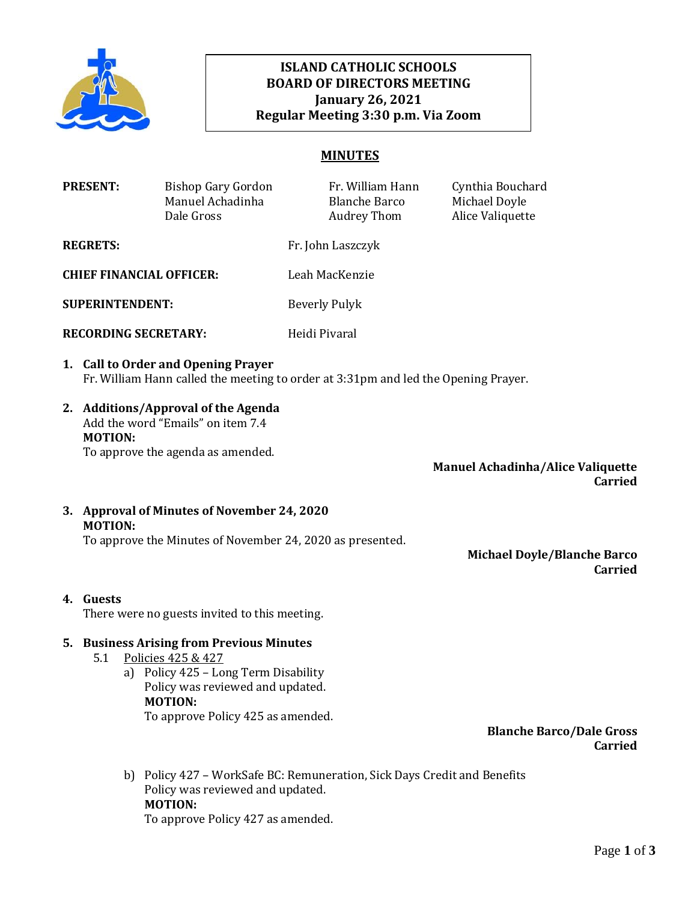**ISLAND CATHOLIC SCHOOLS**
**BOARD OF DIRECTORS MEETING**
**January 26, 2021**
**Regular Meeting 3:30 p.m. Via Zoom**

## MINUTES

| **PRESENT:** | Bishop Gary Gordon | Fr. William Hann | Cynthia Bouchard |
|---|---|---|---|
| | Manuel Achadinha | Blanche Barco | Michael Doyle |
| | Dale Gross | Audrey Thom | Alice Valiquette |

**REGRETS:** Fr. John Laszczyk

**CHIEF FINANCIAL OFFICER:** Leah MacKenzie

**SUPERINTENDENT:** Beverly Pulyk

**RECORDING SECRETARY:** Heidi Pivaral

1. **Call to Order and Opening Prayer**
   Fr. William Hann called the meeting to order at 3:31pm and led the Opening Prayer.

2. **Additions/Approval of the Agenda**
   Add the word "Emails" on item 7.4
   **MOTION:**
   To approve the agenda as amended.

   **Manuel Achadinha/Alice Valiquette**
   **Carried**

3. **Approval of Minutes of November 24, 2020**
   **MOTION:**
   To approve the Minutes of November 24, 2020 as presented.

   **Michael Doyle/Blanche Barco**
   **Carried**

4. **Guests**
   There were no guests invited to this meeting.

5. **Business Arising from Previous Minutes**
   5.1 Policies 425 & 427
   a) Policy 425 – Long Term Disability
      Policy was reviewed and updated.
      **MOTION:**
      To approve Policy 425 as amended.

      **Blanche Barco/Dale Gross**
      **Carried**

   b) Policy 427 – WorkSafe BC: Remuneration, Sick Days Credit and Benefits
      Policy was reviewed and updated.
      **MOTION:**
      To approve Policy 427 as amended.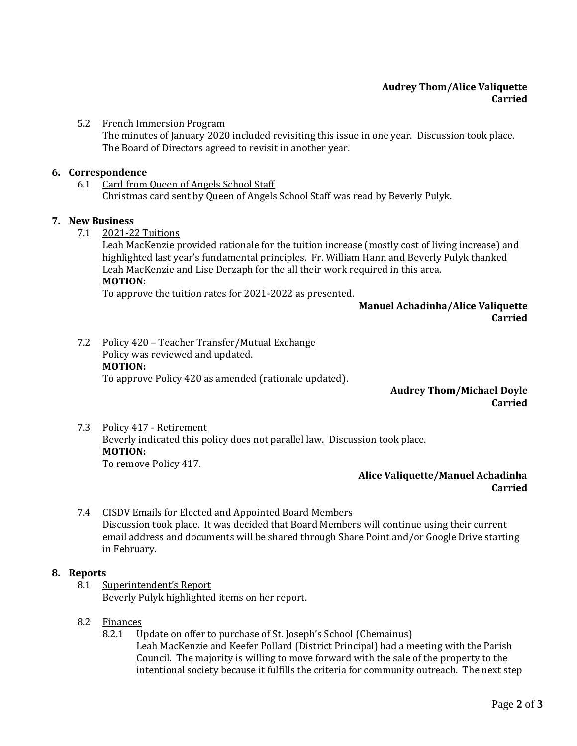**Audrey Thom/Alice Valiquette**
**Carried**

5.2 French Immersion Program
The minutes of January 2020 included revisiting this issue in one year. Discussion took place. The Board of Directors agreed to revisit in another year.

**6. Correspondence**

6.1 Card from Queen of Angels School Staff
Christmas card sent by Queen of Angels School Staff was read by Beverly Pulyk.

**7. New Business**

7.1 2021-22 Tuitions
Leah MacKenzie provided rationale for the tuition increase (mostly cost of living increase) and highlighted last year's fundamental principles. Fr. William Hann and Beverly Pulyk thanked Leah MacKenzie and Lise Derzaph for the all their work required in this area.
**MOTION:**
To approve the tuition rates for 2021-2022 as presented.

**Manuel Achadinha/Alice Valiquette**
**Carried**

7.2 Policy 420 – Teacher Transfer/Mutual Exchange
Policy was reviewed and updated.
**MOTION:**
To approve Policy 420 as amended (rationale updated).

**Audrey Thom/Michael Doyle**
**Carried**

7.3 Policy 417 - Retirement
Beverly indicated this policy does not parallel law. Discussion took place.
**MOTION:**
To remove Policy 417.

**Alice Valiquette/Manuel Achadinha**
**Carried**

7.4 CISDV Emails for Elected and Appointed Board Members
Discussion took place. It was decided that Board Members will continue using their current email address and documents will be shared through Share Point and/or Google Drive starting in February.

**8. Reports**

8.1 Superintendent's Report
Beverly Pulyk highlighted items on her report.

8.2 Finances

8.2.1 Update on offer to purchase of St. Joseph's School (Chemainus)
Leah MacKenzie and Keefer Pollard (District Principal) had a meeting with the Parish Council. The majority is willing to move forward with the sale of the property to the intentional society because it fulfills the criteria for community outreach. The next step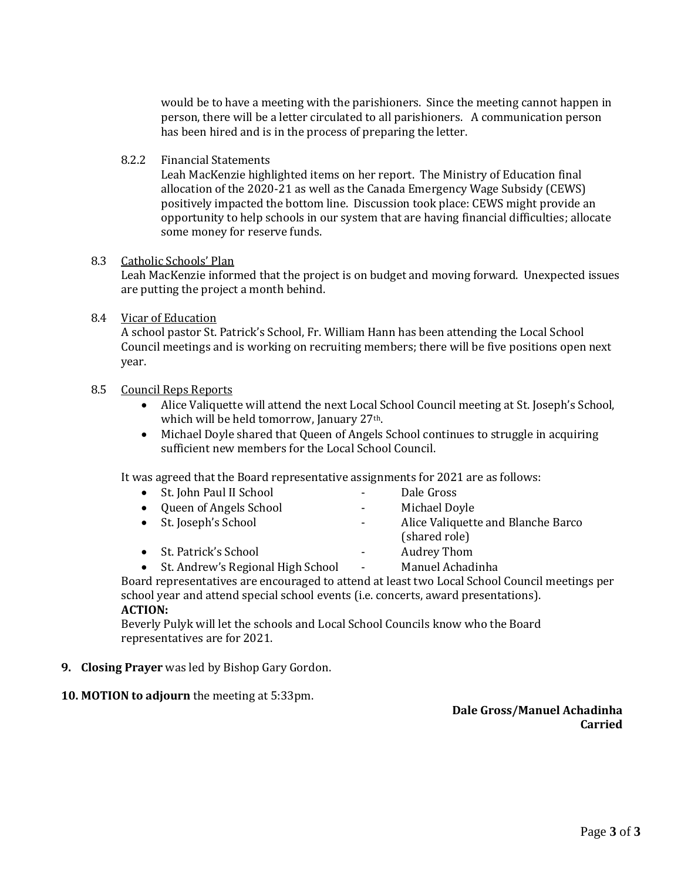would be to have a meeting with the parishioners. Since the meeting cannot happen in person, there will be a letter circulated to all parishioners. A communication person has been hired and is in the process of preparing the letter.

8.2.2 Financial Statements
Leah MacKenzie highlighted items on her report. The Ministry of Education final allocation of the 2020-21 as well as the Canada Emergency Wage Subsidy (CEWS) positively impacted the bottom line. Discussion took place: CEWS might provide an opportunity to help schools in our system that are having financial difficulties; allocate some money for reserve funds.

8.3 Catholic Schools' Plan
Leah MacKenzie informed that the project is on budget and moving forward. Unexpected issues are putting the project a month behind.

8.4 Vicar of Education
A school pastor St. Patrick's School, Fr. William Hann has been attending the Local School Council meetings and is working on recruiting members; there will be five positions open next year.

8.5 Council Reps Reports

- Alice Valiquette will attend the next Local School Council meeting at St. Joseph's School, which will be held tomorrow, January 27th.
- Michael Doyle shared that Queen of Angels School continues to struggle in acquiring sufficient new members for the Local School Council.

It was agreed that the Board representative assignments for 2021 are as follows:

- St. John Paul II School - Dale Gross
- Queen of Angels School - Michael Doyle
- St. Joseph's School - Alice Valiquette and Blanche Barco (shared role)
- St. Patrick's School - Audrey Thom
- St. Andrew's Regional High School - Manuel Achadinha

Board representatives are encouraged to attend at least two Local School Council meetings per school year and attend special school events (i.e. concerts, award presentations).

**ACTION:**
Beverly Pulyk will let the schools and Local School Councils know who the Board representatives are for 2021.

**9. Closing Prayer** was led by Bishop Gary Gordon.

**10. MOTION to adjourn** the meeting at 5:33pm.

**Dale Gross/Manuel Achadinha**
**Carried**